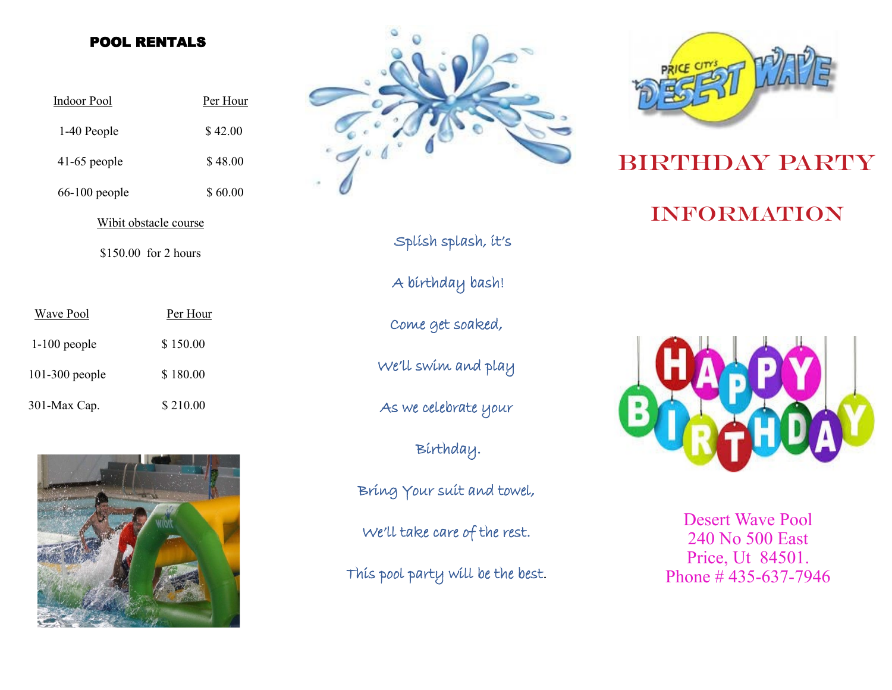## POOL RENTALS

| Indoor Pool | Per Hour |
|---|---|
| 1-40 People | $ 42.00 |
| 41-65 people | $ 48.00 |
| 66-100 people | $ 60.00 |

Wibit obstacle course

$150.00 for 2 hours

| Wave Pool | Per Hour |
|---|---|
| 1-100 people | $ 150.00 |
| 101-300 people | $ 180.00 |
| 301-Max Cap. | $ 210.00 |

Splish splash, it's

A birthday bash!

Come get soaked,

We'll swim and play

As we celebrate your

Birthday.

Bring Your suit and towel,

We'll take care of the rest.

This pool party will be the best.

PRICE CITY'S DESERT WAVE

# BIRTHDAY PARTY INFORMATION

HAPPY BIRTHDAY

Desert Wave Pool
240 No 500 East
Price, Ut 84501.
Phone # 435-637-7946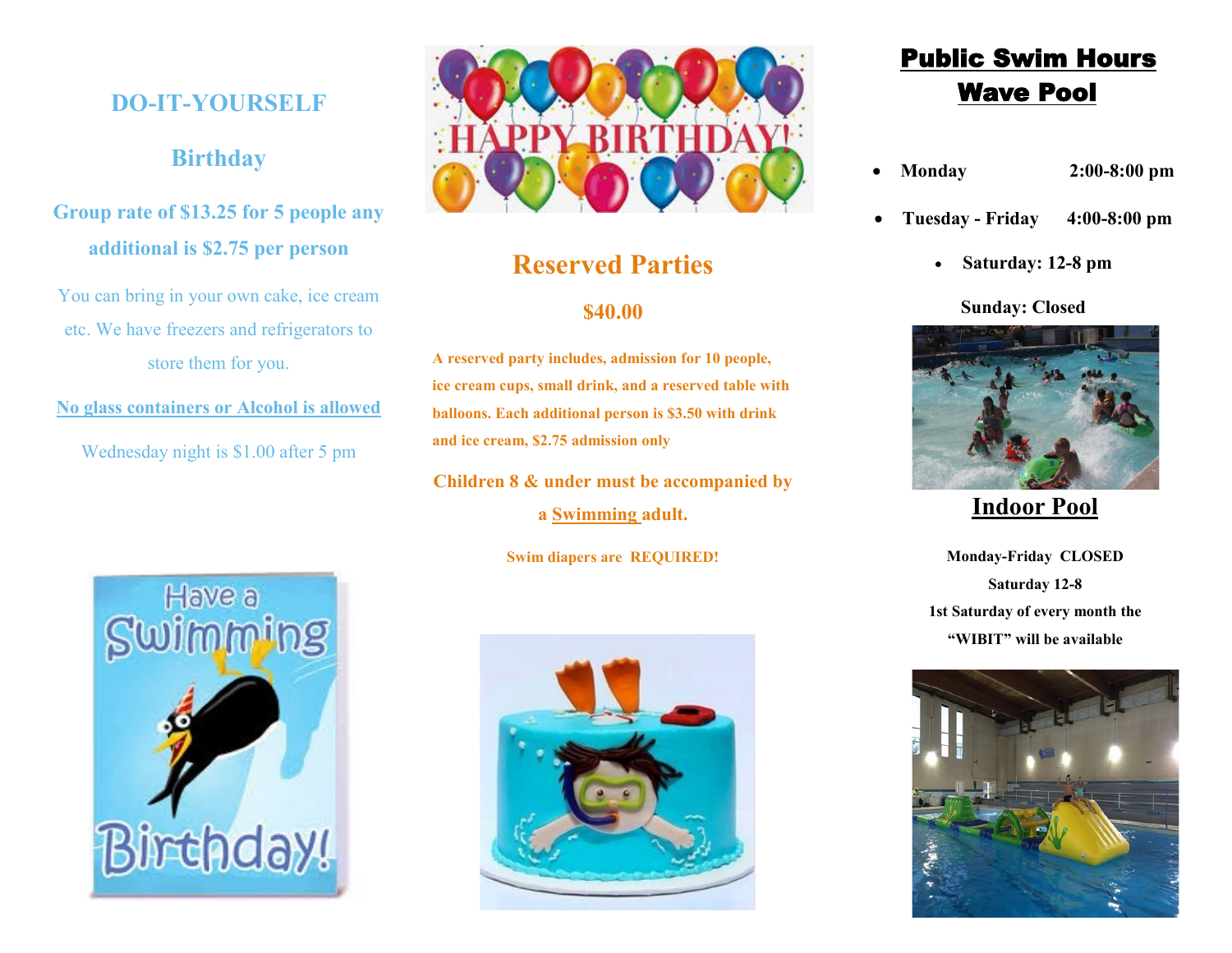## DO-IT-YOURSELF

## Birthday

**Group rate of $13.25 for 5 people any additional is $2.75 per person**

You can bring in your own cake, ice cream etc. We have freezers and refrigerators to store them for you.

No glass containers or Alcohol is allowed

Wednesday night is $1.00 after 5 pm

## Reserved Parties

**$40.00**

**A reserved party includes, admission for 10 people, ice cream cups, small drink, and a reserved table with balloons. Each additional person is $3.50 with drink and ice cream, $2.75 admission only**

**Children 8 & under must be accompanied by a Swimming adult.**

**Swim diapers are REQUIRED!**

## Public Swim Hours

## Wave Pool

- **Monday 2:00-8:00 pm**
- **Tuesday - Friday 4:00-8:00 pm**
- **Saturday: 12-8 pm**

**Sunday: Closed**

## Indoor Pool

**Monday-Friday CLOSED**

**Saturday 12-8**

**1st Saturday of every month the "WIBIT" will be available**